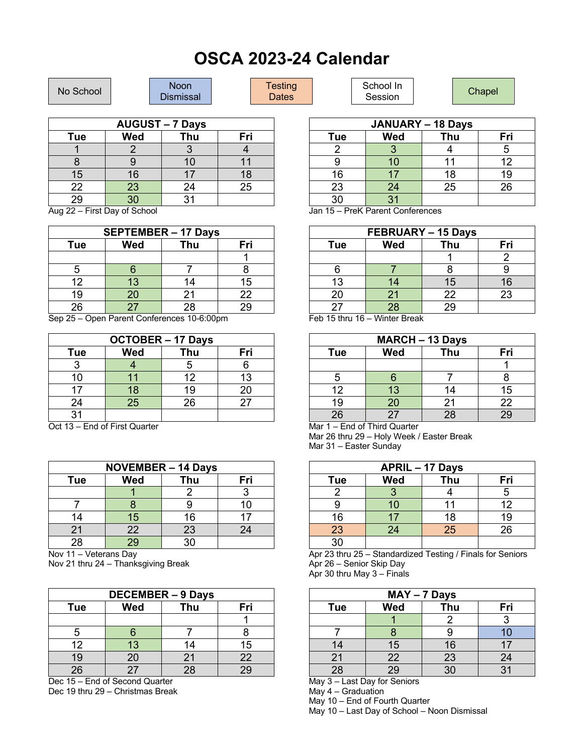# OSCA 2023-24 Calendar

No School | Noon Dismissal | Testing Dates | School In Session | Chapel

| AUGUST – 7 Days | | | |
|---|---|---|---|
| Tue | Wed | Thu | Fri |
| 1 | 2 | 3 | 4 |
| 8 | 9 | 10 | 11 |
| 15 | 16 | 17 | 18 |
| 22 | 23 | 24 | 25 |
| 29 | 30 | 31 | |

Aug 22 – First Day of School

| SEPTEMBER – 17 Days | | | |
|---|---|---|---|
| Tue | Wed | Thu | Fri |
| | | | 1 |
| 5 | 6 | 7 | 8 |
| 12 | 13 | 14 | 15 |
| 19 | 20 | 21 | 22 |
| 26 | 27 | 28 | 29 |

Sep 25 – Open Parent Conferences 10-6:00pm

| OCTOBER – 17 Days | | | |
|---|---|---|---|
| Tue | Wed | Thu | Fri |
| 3 | 4 | 5 | 6 |
| 10 | 11 | 12 | 13 |
| 17 | 18 | 19 | 20 |
| 24 | 25 | 26 | 27 |
| 31 | | | |

Oct 13 – End of First Quarter

| NOVEMBER – 14 Days | | | |
|---|---|---|---|
| Tue | Wed | Thu | Fri |
| | 1 | 2 | 3 |
| 7 | 8 | 9 | 10 |
| 14 | 15 | 16 | 17 |
| 21 | 22 | 23 | 24 |
| 28 | 29 | 30 | |

Nov 11 – Veterans Day
Nov 21 thru 24 – Thanksgiving Break

| DECEMBER – 9 Days | | | |
|---|---|---|---|
| Tue | Wed | Thu | Fri |
| | | | 1 |
| 5 | 6 | 7 | 8 |
| 12 | 13 | 14 | 15 |
| 19 | 20 | 21 | 22 |
| 26 | 27 | 28 | 29 |

Dec 15 – End of Second Quarter
Dec 19 thru 29 – Christmas Break

| JANUARY – 18 Days | | | |
|---|---|---|---|
| Tue | Wed | Thu | Fri |
| 2 | 3 | 4 | 5 |
| 9 | 10 | 11 | 12 |
| 16 | 17 | 18 | 19 |
| 23 | 24 | 25 | 26 |
| 30 | 31 | | |

Jan 15 – PreK Parent Conferences

| FEBRUARY – 15 Days | | | |
|---|---|---|---|
| Tue | Wed | Thu | Fri |
| | | 1 | 2 |
| 6 | 7 | 8 | 9 |
| 13 | 14 | 15 | 16 |
| 20 | 21 | 22 | 23 |
| 27 | 28 | 29 | |

Feb 15 thru 16 – Winter Break

| MARCH – 13 Days | | | |
|---|---|---|---|
| Tue | Wed | Thu | Fri |
| | | | 1 |
| 5 | 6 | 7 | 8 |
| 12 | 13 | 14 | 15 |
| 19 | 20 | 21 | 22 |
| 26 | 27 | 28 | 29 |

Mar 1 – End of Third Quarter
Mar 26 thru 29 – Holy Week / Easter Break
Mar 31 – Easter Sunday

| APRIL – 17 Days | | | |
|---|---|---|---|
| Tue | Wed | Thu | Fri |
| 2 | 3 | 4 | 5 |
| 9 | 10 | 11 | 12 |
| 16 | 17 | 18 | 19 |
| 23 | 24 | 25 | 26 |
| 30 | | | |

Apr 23 thru 25 – Standardized Testing / Finals for Seniors
Apr 26 – Senior Skip Day
Apr 30 thru May 3 – Finals

| MAY – 7 Days | | | |
|---|---|---|---|
| Tue | Wed | Thu | Fri |
| | 1 | 2 | 3 |
| 7 | 8 | 9 | 10 |
| 14 | 15 | 16 | 17 |
| 21 | 22 | 23 | 24 |
| 28 | 29 | 30 | 31 |

May 3 – Last Day for Seniors
May 4 – Graduation
May 10 – End of Fourth Quarter
May 10 – Last Day of School – Noon Dismissal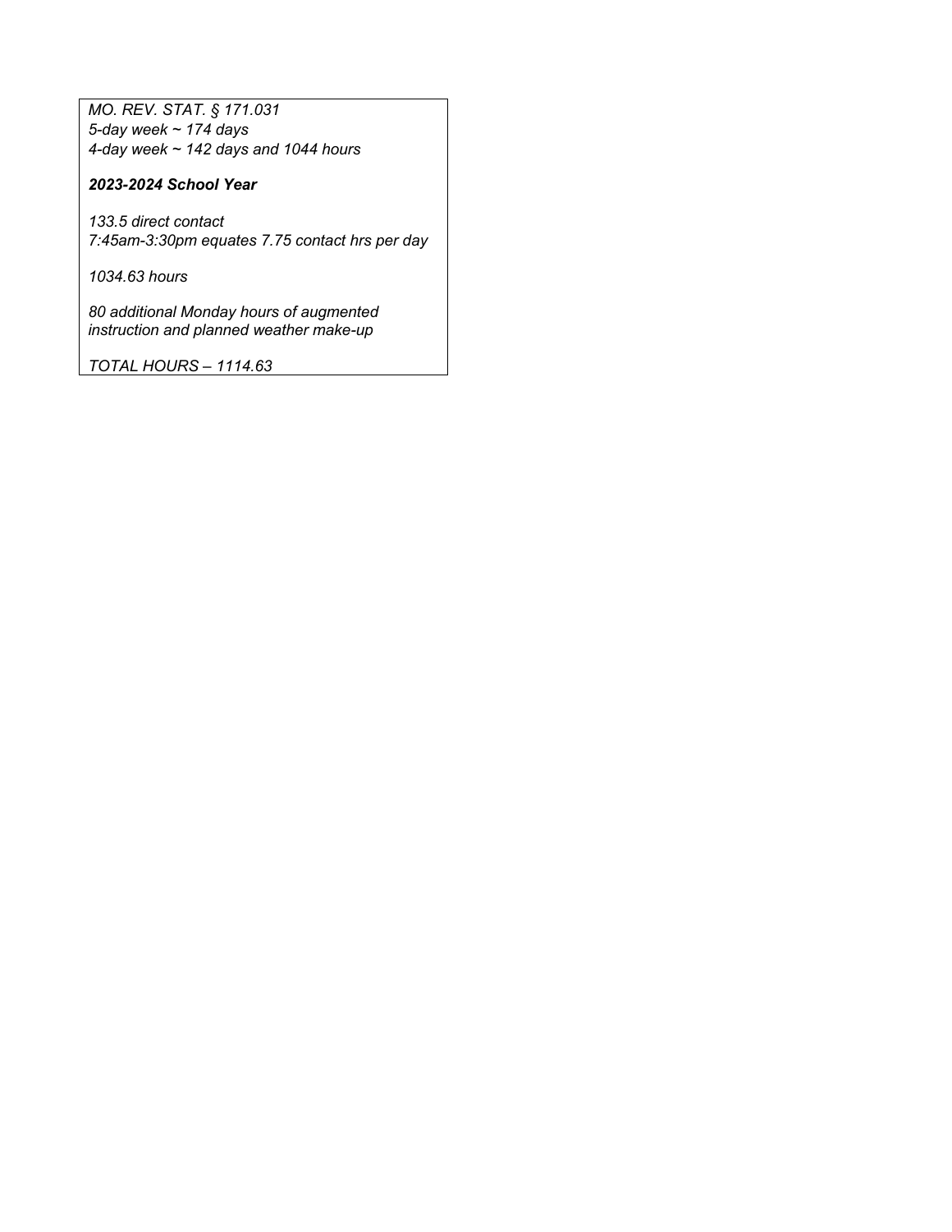*MO. REV. STAT. § 171.031*
*5-day week ~ 174 days*
*4-day week ~ 142 days and 1044 hours*

***2023-2024 School Year***

*133.5 direct contact*
*7:45am-3:30pm equates 7.75 contact hrs per day*

*1034.63 hours*

*80 additional Monday hours of augmented instruction and planned weather make-up*

*TOTAL HOURS – 1114.63*